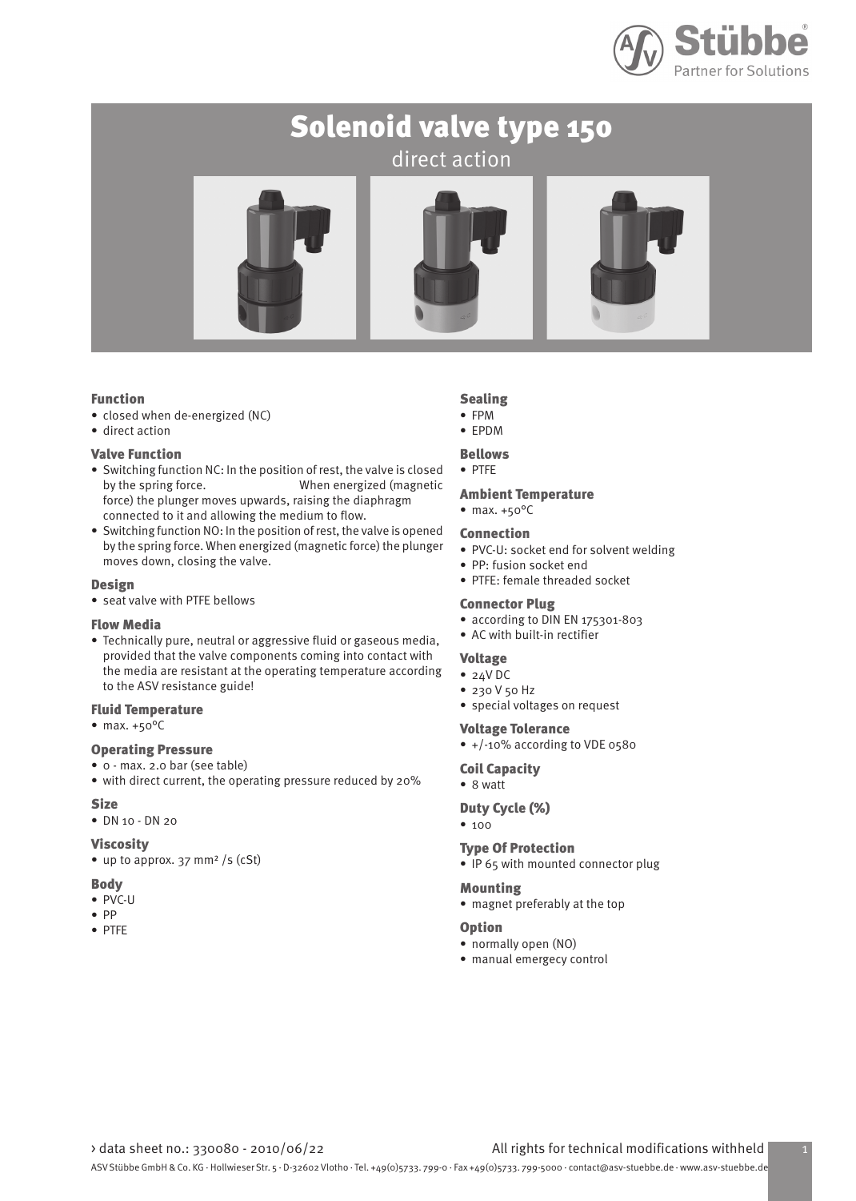# Solenoid valve type 150

direct action

## Function

- closed when de-energized (NC)
- direct action

## Valve Function

- Switching function NC: In the position of rest, the valve is closed by the spring force. When energized (magnetic force) the plunger moves upwards, raising the diaphragm connected to it and allowing the medium to flow.
- Switching function NO: In the position of rest, the valve is opened by the spring force. When energized (magnetic force) the plunger moves down, closing the valve.

## Design

- seat valve with PTFE bellows

## Flow Media

- Technically pure, neutral or aggressive fluid or gaseous media, provided that the valve components coming into contact with the media are resistant at the operating temperature according to the ASV resistance guide!

## Fluid Temperature

- max. +50°C

## Operating Pressure

- 0 - max. 2.0 bar (see table)
- with direct current, the operating pressure reduced by 20%

## Size

- DN 10 - DN 20

## Viscosity

- up to approx. 37 mm² /s (cSt)

## Body

- PVC-U
- PP
- PTFE

## Sealing

- FPM
- EPDM

## Bellows

- PTFE

## Ambient Temperature

- max. +50°C

## Connection

- PVC-U: socket end for solvent welding
- PP: fusion socket end
- PTFE: female threaded socket

## Connector Plug

- according to DIN EN 175301-803
- AC with built-in rectifier

## Voltage

- 24V DC
- 230 V 50 Hz
- special voltages on request

## Voltage Tolerance

- +/-10% according to VDE 0580

## Coil Capacity

- 8 watt

## Duty Cycle (%)

- 100

## Type Of Protection

- IP 65 with mounted connector plug

## Mounting

- magnet preferably at the top

## Option

- normally open (NO)
- manual emergecy control

› data sheet no.: 330080 - 2010/06/22 All rights for technical modifications withheld

ASV Stübbe GmbH & Co. KG · Hollwieser Str. 5 · D-32602 Vlotho · Tel. +49(0)5733. 799-0 · Fax +49(0)5733. 799-5000 · contact@asv-stuebbe.de · www.asv-stuebbe.de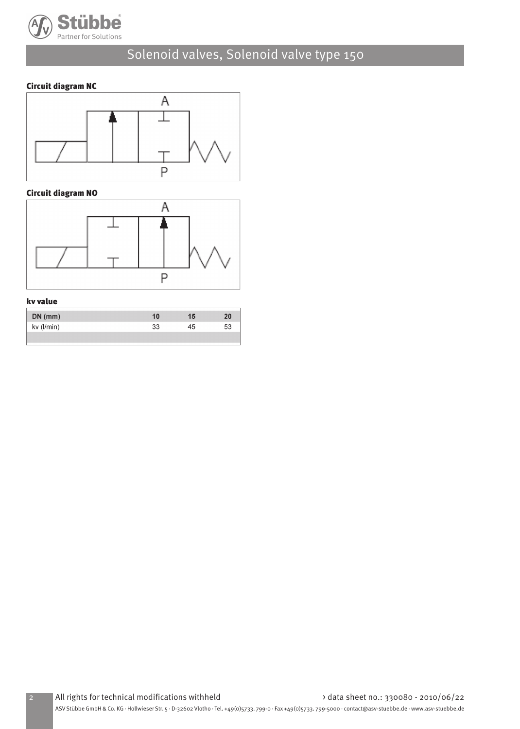# Solenoid valves, Solenoid valve type 150

## Circuit diagram NC

A

P

## Circuit diagram NO

A

P

## kv value

| DN (mm) | 10 | 15 | 20 |
|---|---|---|---|
| kv (l/min) | 33 | 45 | 53 |

All rights for technical modifications withheld

› data sheet no.: 330080 - 2010/06/22

ASV Stübbe GmbH & Co. KG · Hollwieser Str. 5 · D-32602 Vlotho · Tel. +49(0)5733. 799-0 · Fax +49(0)5733. 799-5000 · contact@asv-stuebbe.de · www.asv-stuebbe.de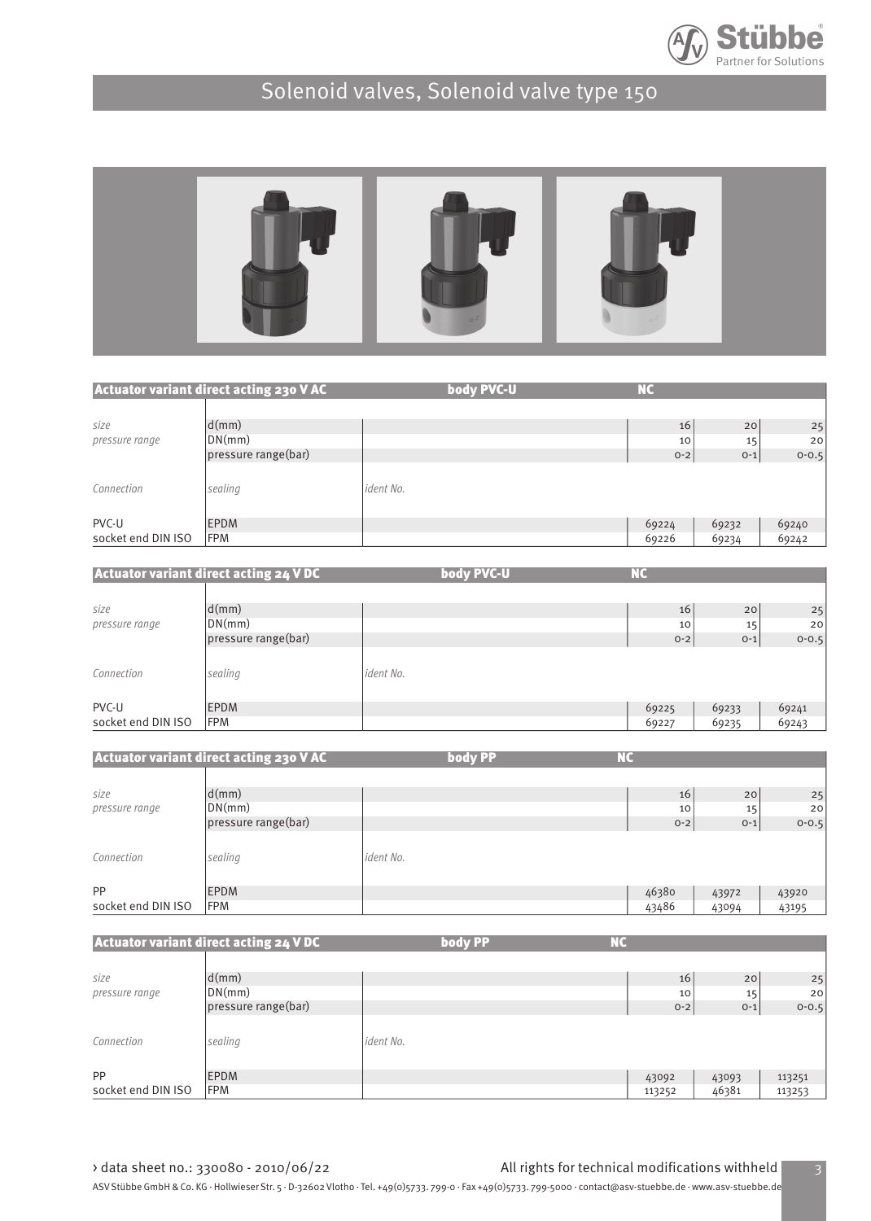# Solenoid valves, Solenoid valve type 150

| Actuator variant direct acting 230 V AC | | body PVC-U | NC | | |
|---|---|---|---|---|---|
| size | d(mm) | | 16 | 20 | 25 |
| pressure range | DN(mm) | | 10 | 15 | 20 |
| | pressure range(bar) | | 0-2 | 0-1 | 0-0.5 |
| *Connection* | *sealing* | *ident No.* | | | |
| PVC-U | EPDM | | 69224 | 69232 | 69240 |
| socket end DIN ISO | FPM | | 69226 | 69234 | 69242 |

| Actuator variant direct acting 24 V DC | | body PVC-U | NC | | |
|---|---|---|---|---|---|
| size | d(mm) | | 16 | 20 | 25 |
| pressure range | DN(mm) | | 10 | 15 | 20 |
| | pressure range(bar) | | 0-2 | 0-1 | 0-0.5 |
| *Connection* | *sealing* | *ident No.* | | | |
| PVC-U | EPDM | | 69225 | 69233 | 69241 |
| socket end DIN ISO | FPM | | 69227 | 69235 | 69243 |

| Actuator variant direct acting 230 V AC | | body PP | NC | | |
|---|---|---|---|---|---|
| size | d(mm) | | 16 | 20 | 25 |
| pressure range | DN(mm) | | 10 | 15 | 20 |
| | pressure range(bar) | | 0-2 | 0-1 | 0-0.5 |
| *Connection* | *sealing* | *ident No.* | | | |
| PP | EPDM | | 46380 | 43972 | 43920 |
| socket end DIN ISO | FPM | | 43486 | 43094 | 43195 |

| Actuator variant direct acting 24 V DC | | body PP | NC | | |
|---|---|---|---|---|---|
| size | d(mm) | | 16 | 20 | 25 |
| pressure range | DN(mm) | | 10 | 15 | 20 |
| | pressure range(bar) | | 0-2 | 0-1 | 0-0.5 |
| *Connection* | *sealing* | *ident No.* | | | |
| PP | EPDM | | 43092 | 43093 | 113251 |
| socket end DIN ISO | FPM | | 113252 | 46381 | 113253 |

› data sheet no.: 330080 - 2010/06/22 All rights for technical modifications withheld

ASV Stübbe GmbH & Co. KG · Hollwieser Str. 5 · D-32602 Vlotho · Tel. +49(0)5733. 799-0 · Fax +49(0)5733. 799-5000 · contact@asv-stuebbe.de · www.asv-stuebbe.de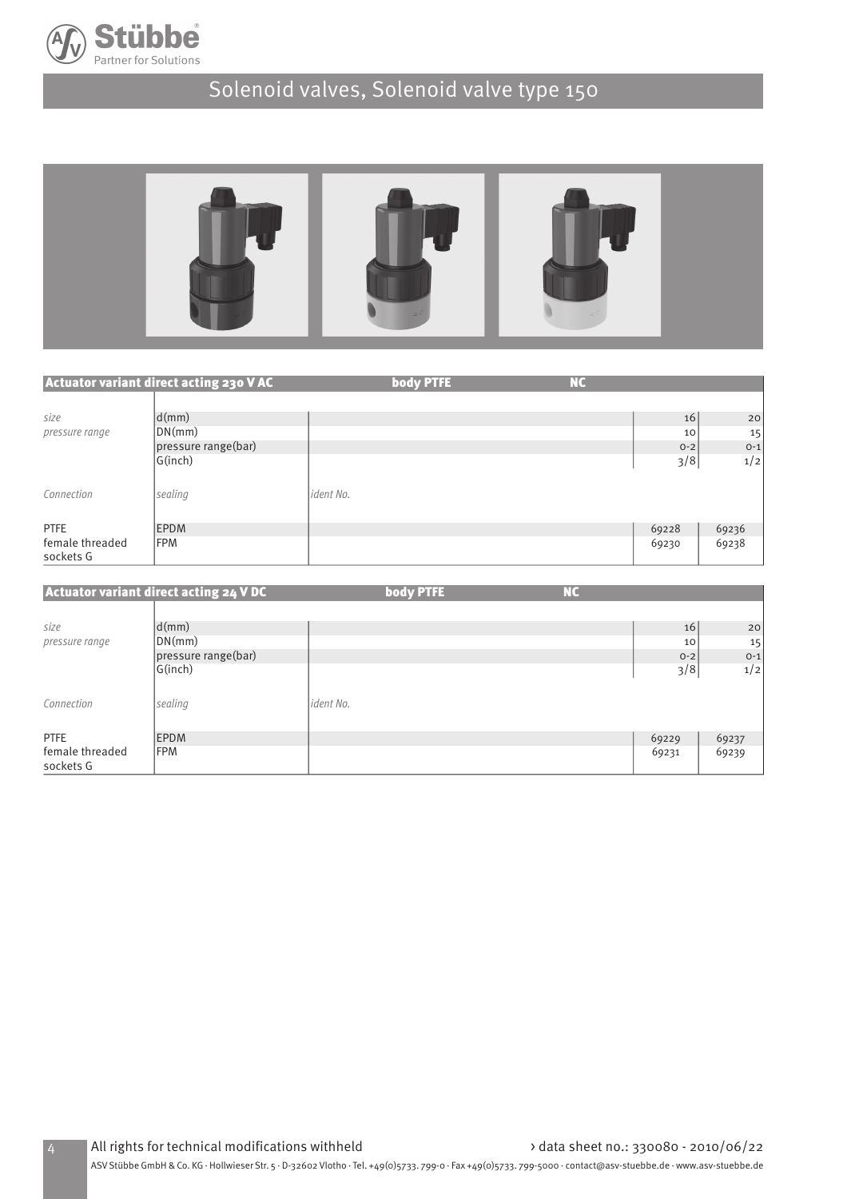# Solenoid valves, Solenoid valve type 150

| Actuator variant direct acting 230 V AC | | body PTFE NC | | |
|---|---|---|---|---|
| *size* | d(mm) | | 16 | 20 |
| *pressure range* | DN(mm) | | 10 | 15 |
| | pressure range(bar) | | 0-2 | 0-1 |
| | G(inch) | | 3/8 | 1/2 |
| *Connection* | *sealing* | *ident No.* | | |
| PTFE | EPDM | | 69228 | 69236 |
| female threaded sockets G | FPM | | 69230 | 69238 |

| Actuator variant direct acting 24 V DC | | body PTFE NC | | |
|---|---|---|---|---|
| *size* | d(mm) | | 16 | 20 |
| *pressure range* | DN(mm) | | 10 | 15 |
| | pressure range(bar) | | 0-2 | 0-1 |
| | G(inch) | | 3/8 | 1/2 |
| *Connection* | *sealing* | *ident No.* | | |
| PTFE | EPDM | | 69229 | 69237 |
| female threaded sockets G | FPM | | 69231 | 69239 |

All rights for technical modifications withheld

› data sheet no.: 330080 - 2010/06/22

ASV Stübbe GmbH & Co. KG · Hollwieser Str. 5 · D-32602 Vlotho · Tel. +49(0)5733. 799-0 · Fax +49(0)5733. 799-5000 · contact@asv-stuebbe.de · www.asv-stuebbe.de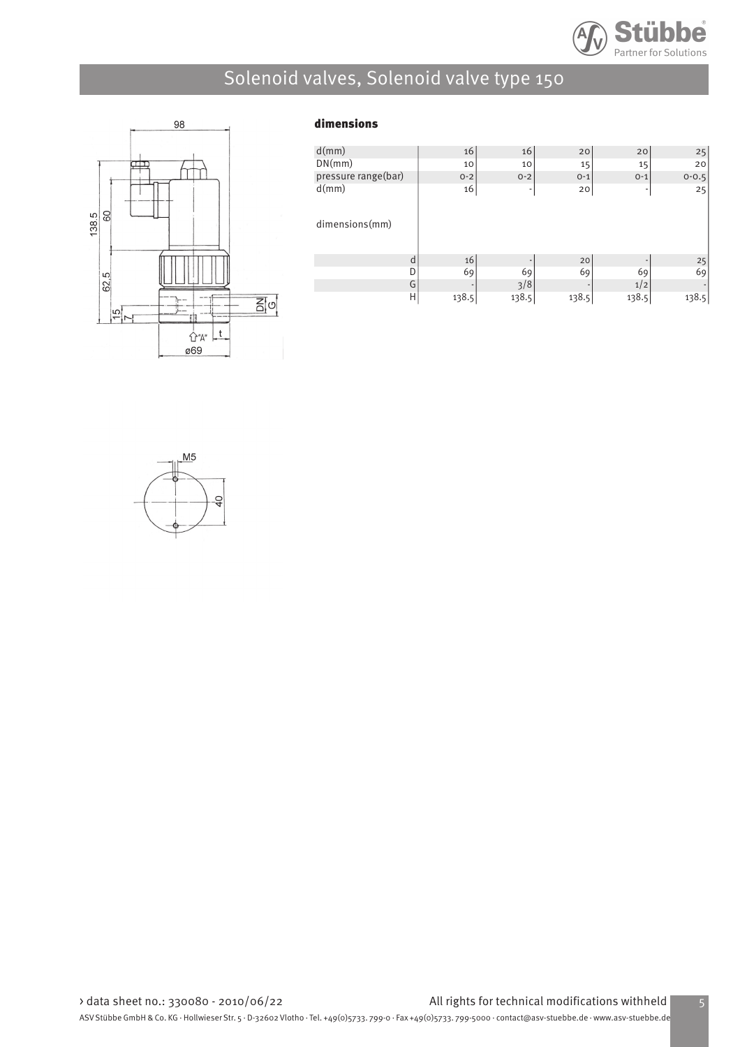# Solenoid valves, Solenoid valve type 150

## dimensions

| d(mm) | 16 | 16 | 20 | 20 | 25 |
|---|---|---|---|---|---|
| DN(mm) | 10 | 10 | 15 | 15 | 20 |
| pressure range(bar) | 0-2 | 0-2 | 0-1 | 0-1 | 0-0.5 |
| d(mm) | 16 | - | 20 | - | 25 |
| dimensions(mm) | | | | | |
| d | 16 | - | 20 | - | 25 |
| D | 69 | 69 | 69 | 69 | 69 |
| G | - | 3/8 | - | 1/2 | - |
| H | 138.5 | 138.5 | 138.5 | 138.5 | 138.5 |

› data sheet no.: 330080 - 2010/06/22

All rights for technical modifications withheld

ASV Stübbe GmbH & Co. KG · Hollwieser Str. 5 · D-32602 Vlotho · Tel. +49(0)5733. 799-0 · Fax +49(0)5733. 799-5000 · contact@asv-stuebbe.de · www.asv-stuebbe.de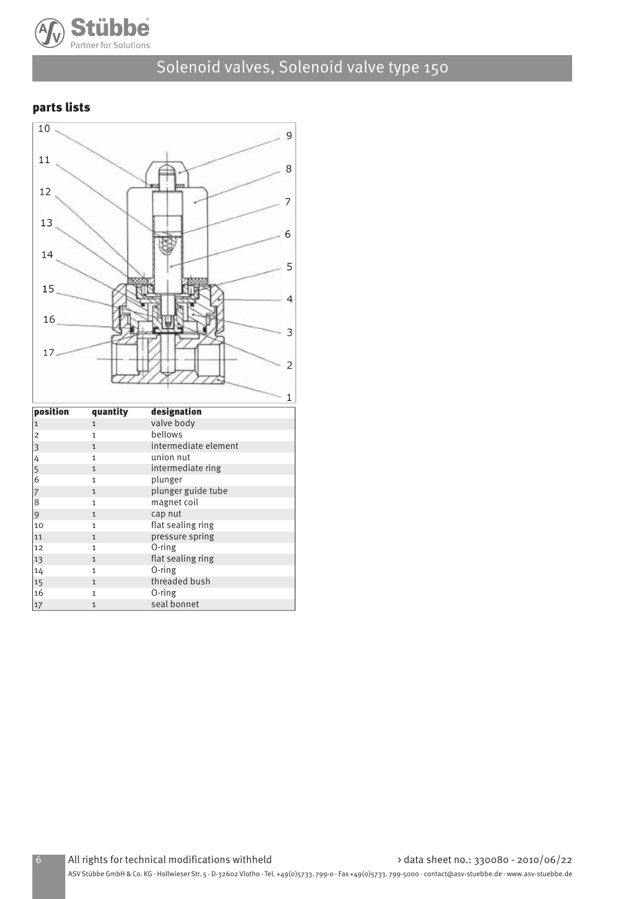## parts lists

10
11
12
13
14
15
16
17
9
8
7
6
5
4
3
2
1

| position | quantity | designation |
|---|---|---|
| 1 | 1 | valve body |
| 2 | 1 | bellows |
| 3 | 1 | intermediate element |
| 4 | 1 | union nut |
| 5 | 1 | intermediate ring |
| 6 | 1 | plunger |
| 7 | 1 | plunger guide tube |
| 8 | 1 | magnet coil |
| 9 | 1 | cap nut |
| 10 | 1 | flat sealing ring |
| 11 | 1 | pressure spring |
| 12 | 1 | O-ring |
| 13 | 1 | flat sealing ring |
| 14 | 1 | O-ring |
| 15 | 1 | threaded bush |
| 16 | 1 | O-ring |
| 17 | 1 | seal bonnet |